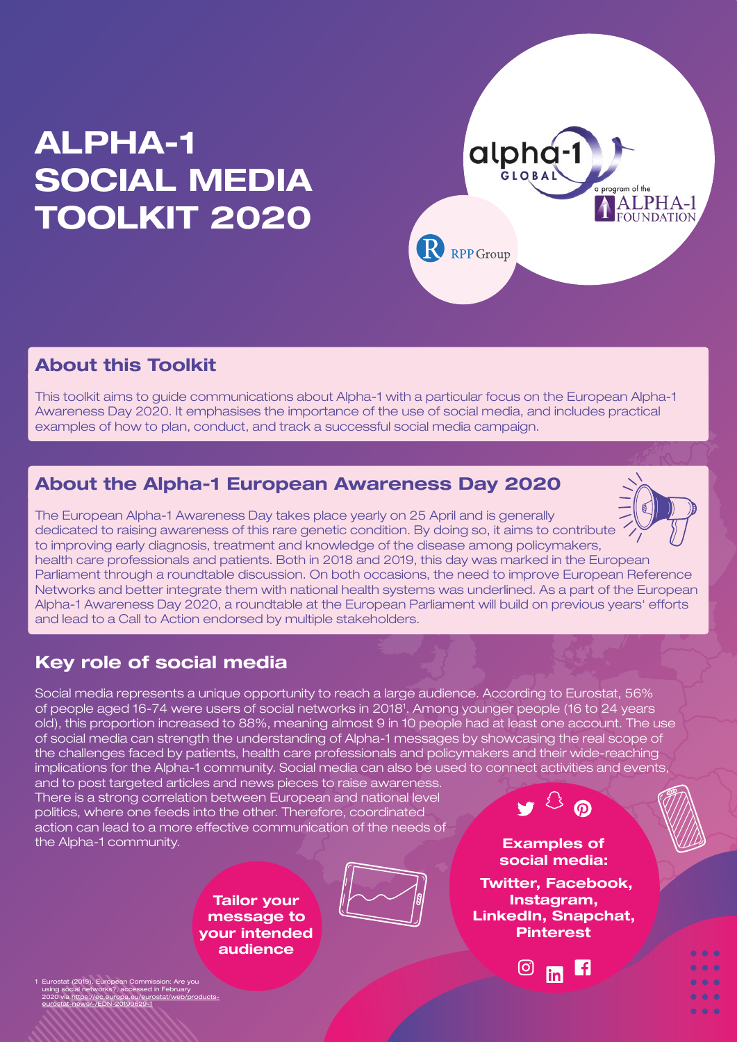# ALPHA-1 SOCIAL MEDIA TOOLKIT 2020

alpha-1 GLOBAL — a program of the ALPHA-1 FOUNDATION

RPP Group

## About this Toolkit

This toolkit aims to guide communications about Alpha-1 with a particular focus on the European Alpha-1 Awareness Day 2020. It emphasises the importance of the use of social media, and includes practical examples of how to plan, conduct, and track a successful social media campaign.

## About the Alpha-1 European Awareness Day 2020

The European Alpha-1 Awareness Day takes place yearly on 25 April and is generally dedicated to raising awareness of this rare genetic condition. By doing so, it aims to contribute to improving early diagnosis, treatment and knowledge of the disease among policymakers, health care professionals and patients. Both in 2018 and 2019, this day was marked in the European Parliament through a roundtable discussion. On both occasions, the need to improve European Reference Networks and better integrate them with national health systems was underlined. As a part of the European Alpha-1 Awareness Day 2020, a roundtable at the European Parliament will build on previous years' efforts and lead to a Call to Action endorsed by multiple stakeholders.

## Key role of social media

Social media represents a unique opportunity to reach a large audience. According to Eurostat, 56% of people aged 16-74 were users of social networks in 2018[1]. Among younger people (16 to 24 years old), this proportion increased to 88%, meaning almost 9 in 10 people had at least one account. The use of social media can strength the understanding of Alpha-1 messages by showcasing the real scope of the challenges faced by patients, health care professionals and policymakers and their wide-reaching implications for the Alpha-1 community. Social media can also be used to connect activities and events, and to post targeted articles and news pieces to raise awareness. There is a strong correlation between European and national level politics, where one feeds into the other. Therefore, coordinated action can lead to a more effective communication of the needs of the Alpha-1 community.

**Tailor your message to your intended audience**

**Examples of social media:**

**Twitter, Facebook, Instagram, LinkedIn, Snapchat, Pinterest**

1 Eurostat (2019), European Commission: Are you using social networks?, accessed in February 2020 via https://ec.europa.eu/eurostat/web/products-eurostat-news/-/EDN-20190629-1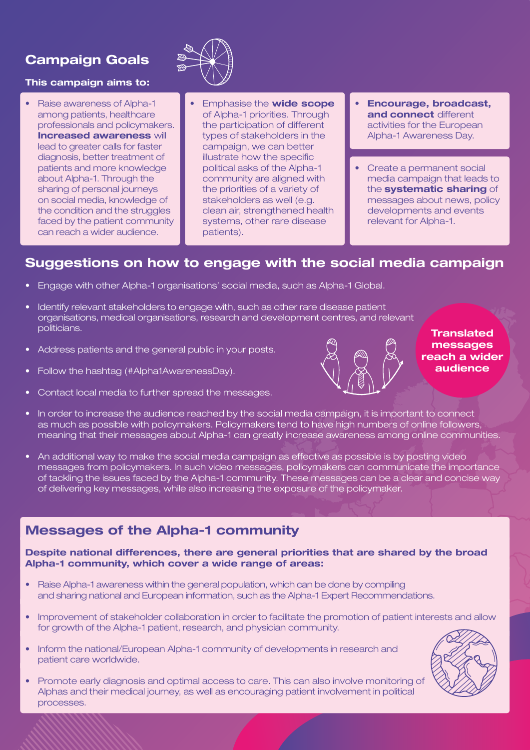## Campaign Goals

**This campaign aims to:**

- Raise awareness of Alpha-1 among patients, healthcare professionals and policymakers. **Increased awareness** will lead to greater calls for faster diagnosis, better treatment of patients and more knowledge about Alpha-1. Through the sharing of personal journeys on social media, knowledge of the condition and the struggles faced by the patient community can reach a wider audience.

- Emphasise the **wide scope** of Alpha-1 priorities. Through the participation of different types of stakeholders in the campaign, we can better illustrate how the specific political asks of the Alpha-1 community are aligned with the priorities of a variety of stakeholders as well (e.g. clean air, strengthened health systems, other rare disease patients).

- **Encourage, broadcast, and connect** different activities for the European Alpha-1 Awareness Day.

- Create a permanent social media campaign that leads to the **systematic sharing** of messages about news, policy developments and events relevant for Alpha-1.

## Suggestions on how to engage with the social media campaign

- Engage with other Alpha-1 organisations' social media, such as Alpha-1 Global.
- Identify relevant stakeholders to engage with, such as other rare disease patient organisations, medical organisations, research and development centres, and relevant politicians.
- Address patients and the general public in your posts.
- Follow the hashtag (#Alpha1AwarenessDay).
- Contact local media to further spread the messages.
- In order to increase the audience reached by the social media campaign, it is important to connect as much as possible with policymakers. Policymakers tend to have high numbers of online followers, meaning that their messages about Alpha-1 can greatly increase awareness among online communities.
- An additional way to make the social media campaign as effective as possible is by posting video messages from policymakers. In such video messages, policymakers can communicate the importance of tackling the issues faced by the Alpha-1 community. These messages can be a clear and concise way of delivering key messages, while also increasing the exposure of the policymaker.

**Translated messages reach a wider audience**

## Messages of the Alpha-1 community

**Despite national differences, there are general priorities that are shared by the broad Alpha-1 community, which cover a wide range of areas:**

- Raise Alpha-1 awareness within the general population, which can be done by compiling and sharing national and European information, such as the Alpha-1 Expert Recommendations.
- Improvement of stakeholder collaboration in order to facilitate the promotion of patient interests and allow for growth of the Alpha-1 patient, research, and physician community.
- Inform the national/European Alpha-1 community of developments in research and patient care worldwide.
- Promote early diagnosis and optimal access to care. This can also involve monitoring of Alphas and their medical journey, as well as encouraging patient involvement in political processes.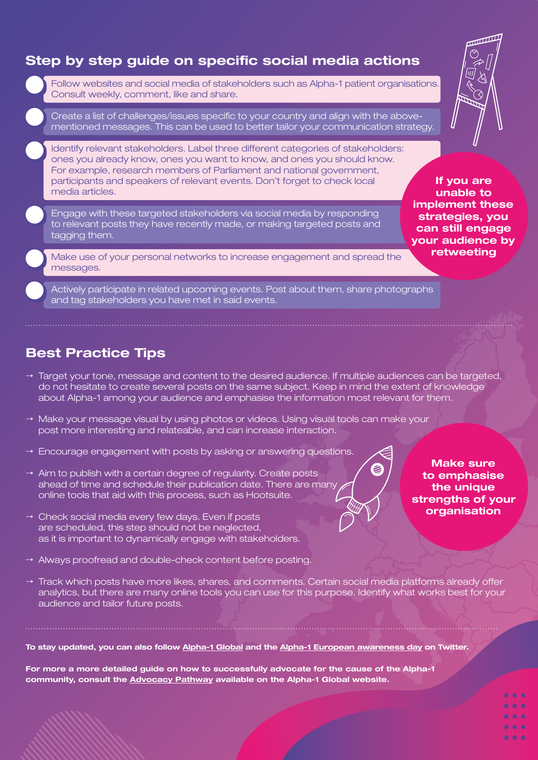## Step by step guide on specific social media actions

- Follow websites and social media of stakeholders such as Alpha-1 patient organisations. Consult weekly, comment, like and share.
- Create a list of challenges/issues specific to your country and align with the above-mentioned messages. This can be used to better tailor your communication strategy.
- Identify relevant stakeholders. Label three different categories of stakeholders: ones you already know, ones you want to know, and ones you should know. For example, research members of Parliament and national government, participants and speakers of relevant events. Don't forget to check local media articles.
- Engage with these targeted stakeholders via social media by responding to relevant posts they have recently made, or making targeted posts and tagging them.
- Make use of your personal networks to increase engagement and spread the messages.
- Actively participate in related upcoming events. Post about them, share photographs and tag stakeholders you have met in said events.

**If you are unable to implement these strategies, you can still engage your audience by retweeting**

## Best Practice Tips

- → Target your tone, message and content to the desired audience. If multiple audiences can be targeted, do not hesitate to create several posts on the same subject. Keep in mind the extent of knowledge about Alpha-1 among your audience and emphasise the information most relevant for them.
- → Make your message visual by using photos or videos. Using visual tools can make your post more interesting and relateable, and can increase interaction.
- → Encourage engagement with posts by asking or answering questions.
- → Aim to publish with a certain degree of regularity. Create posts ahead of time and schedule their publication date. There are many online tools that aid with this process, such as Hootsuite.
- → Check social media every few days. Even if posts are scheduled, this step should not be neglected, as it is important to dynamically engage with stakeholders.
- → Always proofread and double-check content before posting.
- → Track which posts have more likes, shares, and comments. Certain social media platforms already offer analytics, but there are many online tools you can use for this purpose. Identify what works best for your audience and tailor future posts.

**Make sure to emphasise the unique strengths of your organisation**

**To stay updated, you can also follow Alpha-1 Global and the Alpha-1 European awareness day on Twitter.**

**For more a more detailed guide on how to successfully advocate for the cause of the Alpha-1 community, consult the Advocacy Pathway available on the Alpha-1 Global website.**